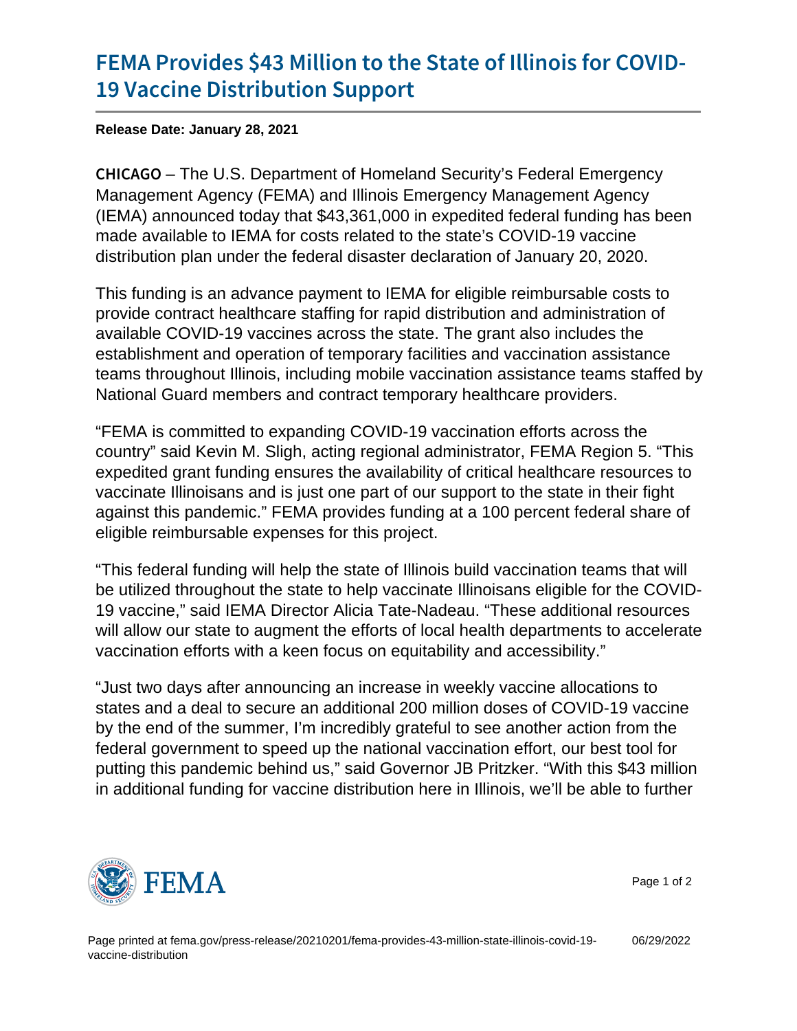# FEMA Provides $43 Million to the State of Illinois for COVID-19 Vaccine Distribution Support

**Release Date: January 28, 2021**

CHICAGO – The U.S. Department of Homeland Security's Federal Emergency Management Agency (FEMA) and Illinois Emergency Management Agency (IEMA) announced today that $43,361,000 in expedited federal funding has been made available to IEMA for costs related to the state's COVID-19 vaccine distribution plan under the federal disaster declaration of January 20, 2020.

This funding is an advance payment to IEMA for eligible reimbursable costs to provide contract healthcare staffing for rapid distribution and administration of available COVID-19 vaccines across the state. The grant also includes the establishment and operation of temporary facilities and vaccination assistance teams throughout Illinois, including mobile vaccination assistance teams staffed by National Guard members and contract temporary healthcare providers.

"FEMA is committed to expanding COVID-19 vaccination efforts across the country" said Kevin M. Sligh, acting regional administrator, FEMA Region 5. "This expedited grant funding ensures the availability of critical healthcare resources to vaccinate Illinoisans and is just one part of our support to the state in their fight against this pandemic." FEMA provides funding at a 100 percent federal share of eligible reimbursable expenses for this project.

"This federal funding will help the state of Illinois build vaccination teams that will be utilized throughout the state to help vaccinate Illinoisans eligible for the COVID-19 vaccine," said IEMA Director Alicia Tate-Nadeau. "These additional resources will allow our state to augment the efforts of local health departments to accelerate vaccination efforts with a keen focus on equitability and accessibility."

"Just two days after announcing an increase in weekly vaccine allocations to states and a deal to secure an additional 200 million doses of COVID-19 vaccine by the end of the summer, I'm incredibly grateful to see another action from the federal government to speed up the national vaccination effort, our best tool for putting this pandemic behind us," said Governor JB Pritzker. "With this $43 million in additional funding for vaccine distribution here in Illinois, we'll be able to further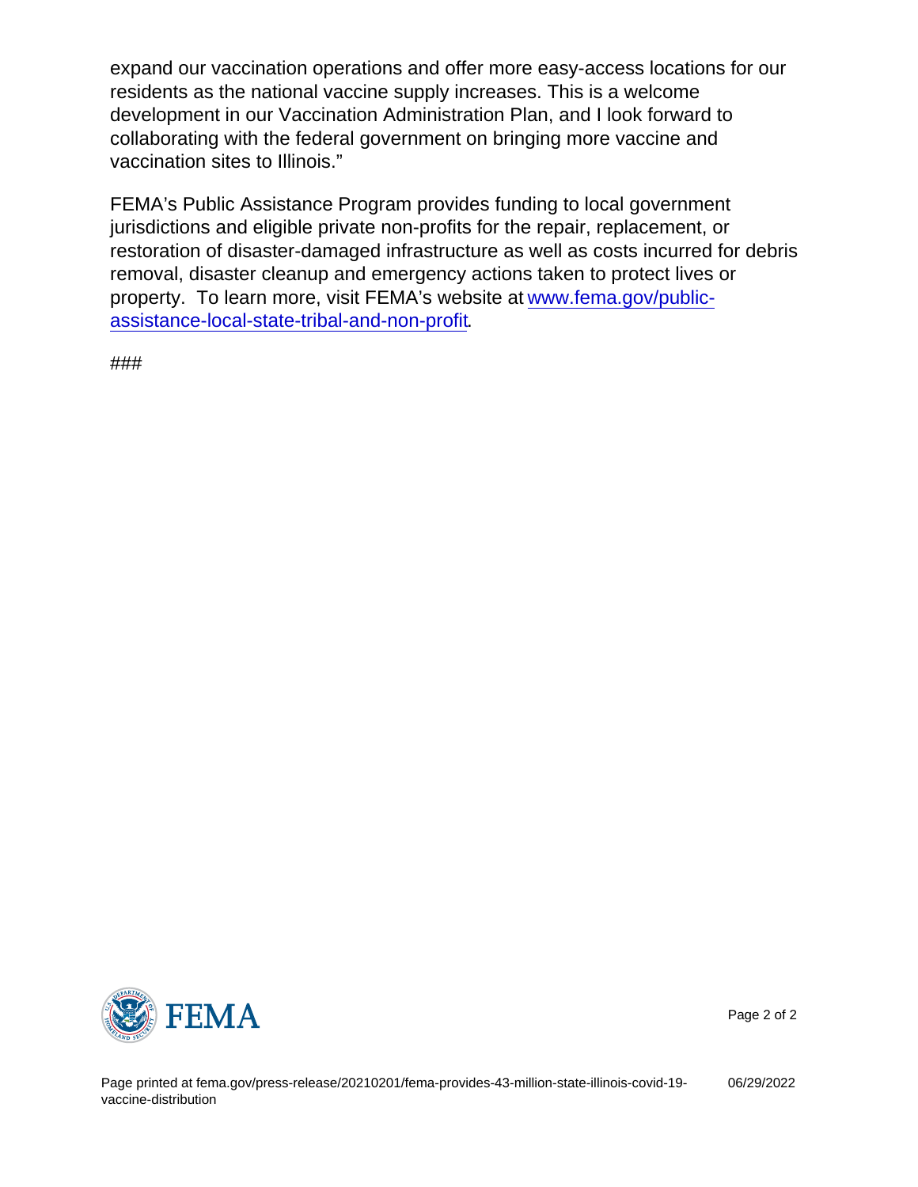expand our vaccination operations and offer more easy-access locations for our residents as the national vaccine supply increases. This is a welcome development in our Vaccination Administration Plan, and I look forward to collaborating with the federal government on bringing more vaccine and vaccination sites to Illinois."

FEMA's Public Assistance Program provides funding to local government jurisdictions and eligible private non-profits for the repair, replacement, or restoration of disaster-damaged infrastructure as well as costs incurred for debris removal, disaster cleanup and emergency actions taken to protect lives or property. To learn more, visit FEMA's website at [www.fema.gov/public-assistance-local-state-tribal-and-non-profit](www.fema.gov/public-assistance-local-state-tribal-and-non-profit).

###